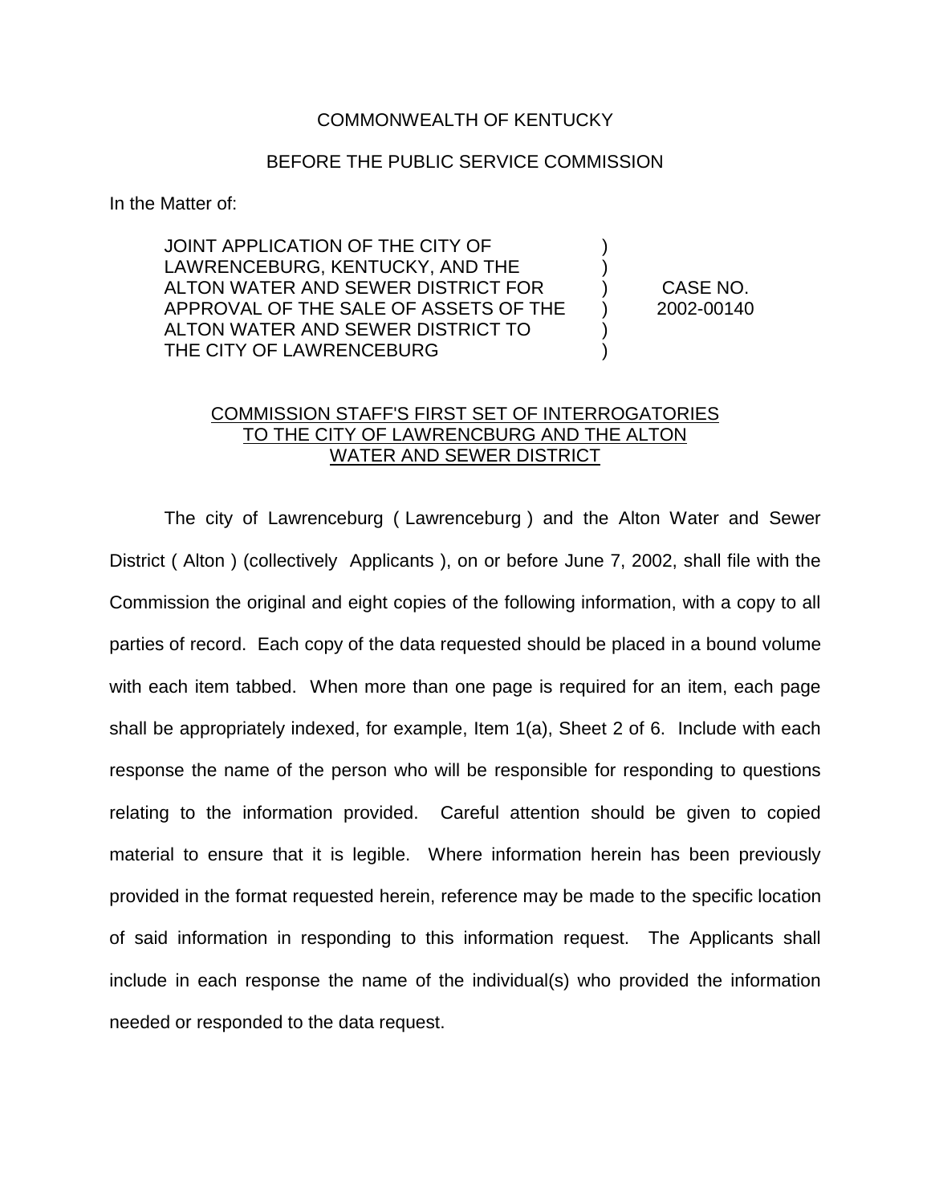COMMONWEALTH OF KENTUCKY

BEFORE THE PUBLIC SERVICE COMMISSION

In the Matter of:

| | | |
|---|---|---|
| JOINT APPLICATION OF THE CITY OF LAWRENCEBURG, KENTUCKY, AND THE ALTON WATER AND SEWER DISTRICT FOR APPROVAL OF THE SALE OF ASSETS OF THE ALTON WATER AND SEWER DISTRICT TO THE CITY OF LAWRENCEBURG | ) ) ) ) ) ) | CASE NO. 2002-00140 |

<u>COMMISSION STAFF'S FIRST SET OF INTERROGATORIES TO THE CITY OF LAWRENCBURG AND THE ALTON WATER AND SEWER DISTRICT</u>

The city of Lawrenceburg ( Lawrenceburg ) and the Alton Water and Sewer District ( Alton ) (collectively Applicants ), on or before June 7, 2002, shall file with the Commission the original and eight copies of the following information, with a copy to all parties of record. Each copy of the data requested should be placed in a bound volume with each item tabbed. When more than one page is required for an item, each page shall be appropriately indexed, for example, Item 1(a), Sheet 2 of 6. Include with each response the name of the person who will be responsible for responding to questions relating to the information provided. Careful attention should be given to copied material to ensure that it is legible. Where information herein has been previously provided in the format requested herein, reference may be made to the specific location of said information in responding to this information request. The Applicants shall include in each response the name of the individual(s) who provided the information needed or responded to the data request.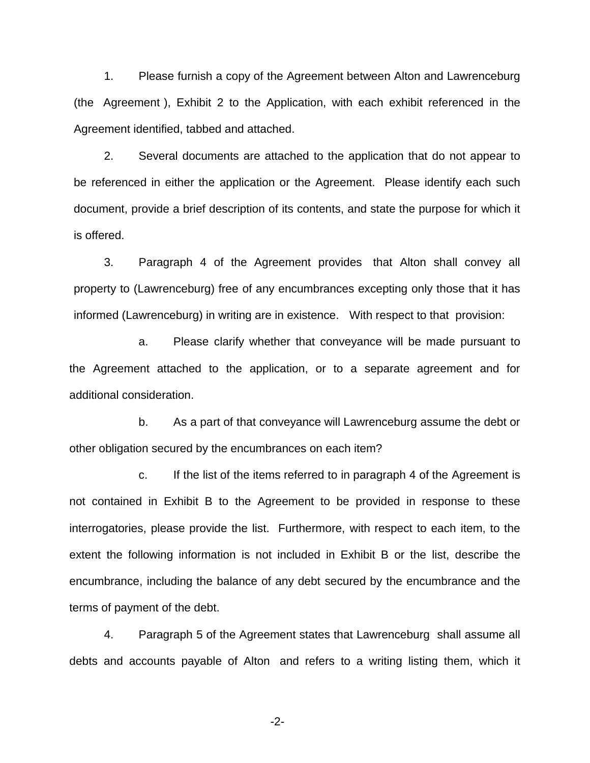1. Please furnish a copy of the Agreement between Alton and Lawrenceburg (the Agreement ), Exhibit 2 to the Application, with each exhibit referenced in the Agreement identified, tabbed and attached.

2. Several documents are attached to the application that do not appear to be referenced in either the application or the Agreement. Please identify each such document, provide a brief description of its contents, and state the purpose for which it is offered.

3. Paragraph 4 of the Agreement provides that Alton shall convey all property to (Lawrenceburg) free of any encumbrances excepting only those that it has informed (Lawrenceburg) in writing are in existence. With respect to that provision:

a. Please clarify whether that conveyance will be made pursuant to the Agreement attached to the application, or to a separate agreement and for additional consideration.

b. As a part of that conveyance will Lawrenceburg assume the debt or other obligation secured by the encumbrances on each item?

c. If the list of the items referred to in paragraph 4 of the Agreement is not contained in Exhibit B to the Agreement to be provided in response to these interrogatories, please provide the list. Furthermore, with respect to each item, to the extent the following information is not included in Exhibit B or the list, describe the encumbrance, including the balance of any debt secured by the encumbrance and the terms of payment of the debt.

4. Paragraph 5 of the Agreement states that Lawrenceburg shall assume all debts and accounts payable of Alton and refers to a writing listing them, which it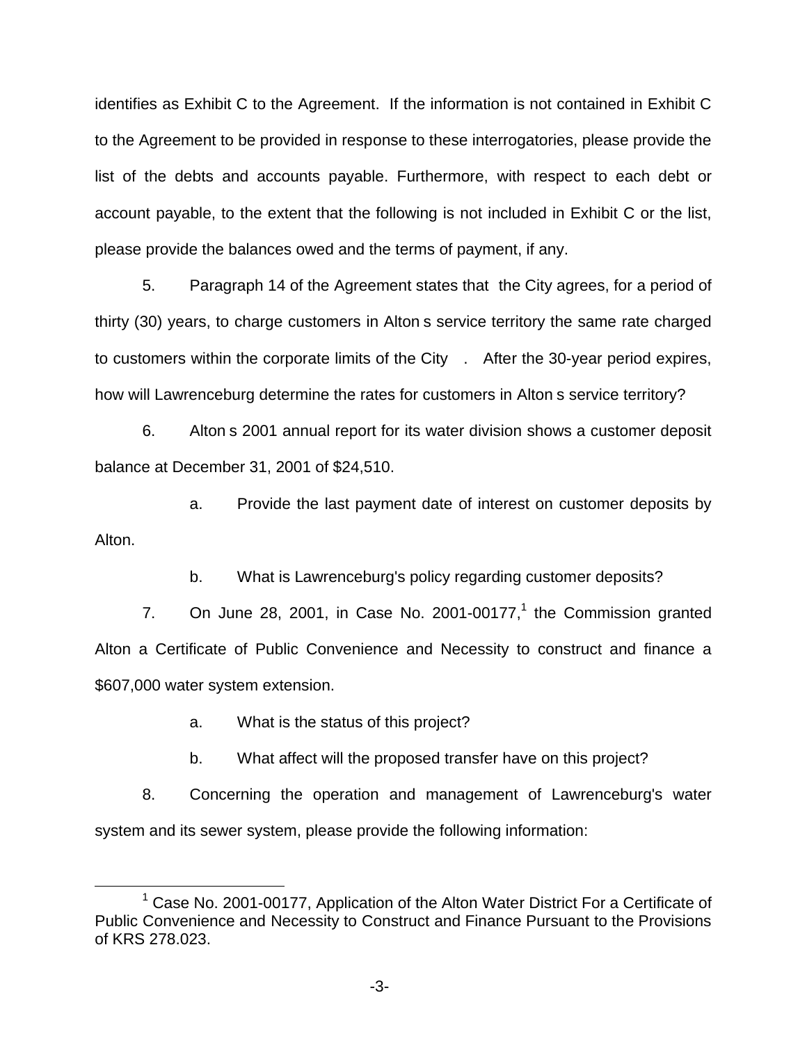identifies as Exhibit C to the Agreement. If the information is not contained in Exhibit C to the Agreement to be provided in response to these interrogatories, please provide the list of the debts and accounts payable. Furthermore, with respect to each debt or account payable, to the extent that the following is not included in Exhibit C or the list, please provide the balances owed and the terms of payment, if any.

5. Paragraph 14 of the Agreement states that the City agrees, for a period of thirty (30) years, to charge customers in Alton s service territory the same rate charged to customers within the corporate limits of the City . After the 30-year period expires, how will Lawrenceburg determine the rates for customers in Alton s service territory?

6. Alton s 2001 annual report for its water division shows a customer deposit balance at December 31, 2001 of $24,510.

a. Provide the last payment date of interest on customer deposits by Alton.

b. What is Lawrenceburg's policy regarding customer deposits?

7. On June 28, 2001, in Case No. 2001-00177,[1] the Commission granted Alton a Certificate of Public Convenience and Necessity to construct and finance a $607,000 water system extension.

a. What is the status of this project?

b. What affect will the proposed transfer have on this project?

8. Concerning the operation and management of Lawrenceburg's water system and its sewer system, please provide the following information:

---

[1] Case No. 2001-00177, Application of the Alton Water District For a Certificate of Public Convenience and Necessity to Construct and Finance Pursuant to the Provisions of KRS 278.023.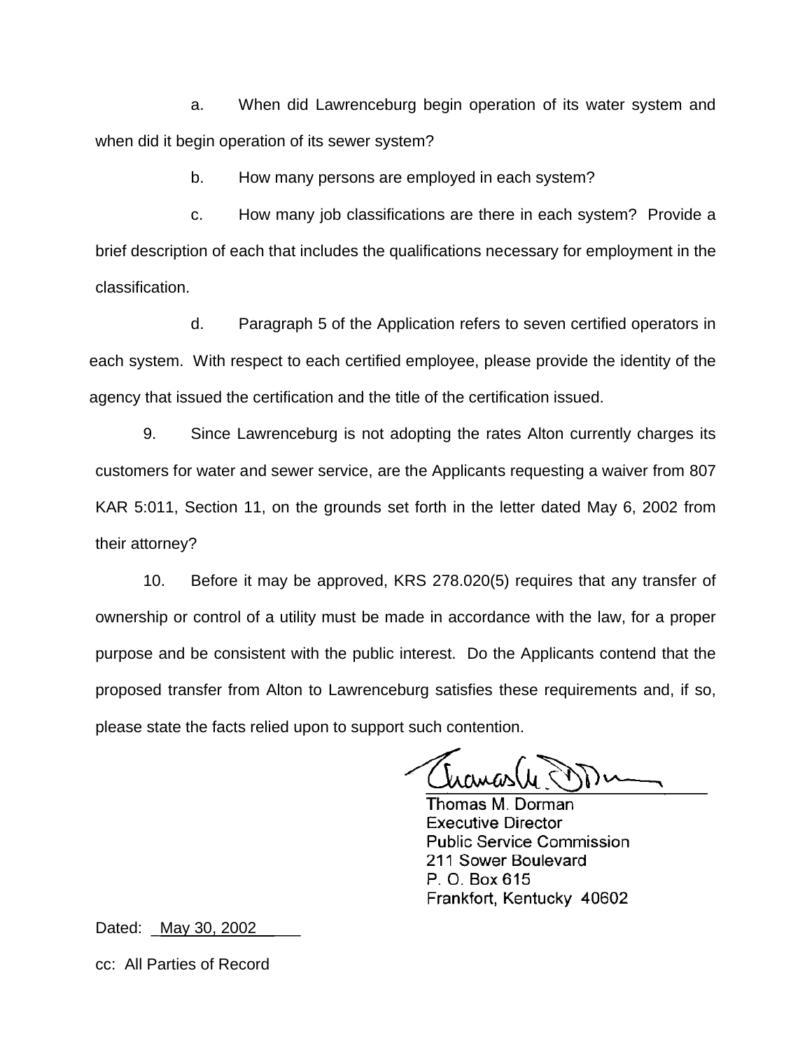a. When did Lawrenceburg begin operation of its water system and when did it begin operation of its sewer system?

b. How many persons are employed in each system?

c. How many job classifications are there in each system? Provide a brief description of each that includes the qualifications necessary for employment in the classification.

d. Paragraph 5 of the Application refers to seven certified operators in each system. With respect to each certified employee, please provide the identity of the agency that issued the certification and the title of the certification issued.

9. Since Lawrenceburg is not adopting the rates Alton currently charges its customers for water and sewer service, are the Applicants requesting a waiver from 807 KAR 5:011, Section 11, on the grounds set forth in the letter dated May 6, 2002 from their attorney?

10. Before it may be approved, KRS 278.020(5) requires that any transfer of ownership or control of a utility must be made in accordance with the law, for a proper purpose and be consistent with the public interest. Do the Applicants contend that the proposed transfer from Alton to Lawrenceburg satisfies these requirements and, if so, please state the facts relied upon to support such contention.

Thomas M. Dorman
Executive Director
Public Service Commission
211 Sower Boulevard
P. O. Box 615
Frankfort, Kentucky 40602

Dated: May 30, 2002

cc: All Parties of Record